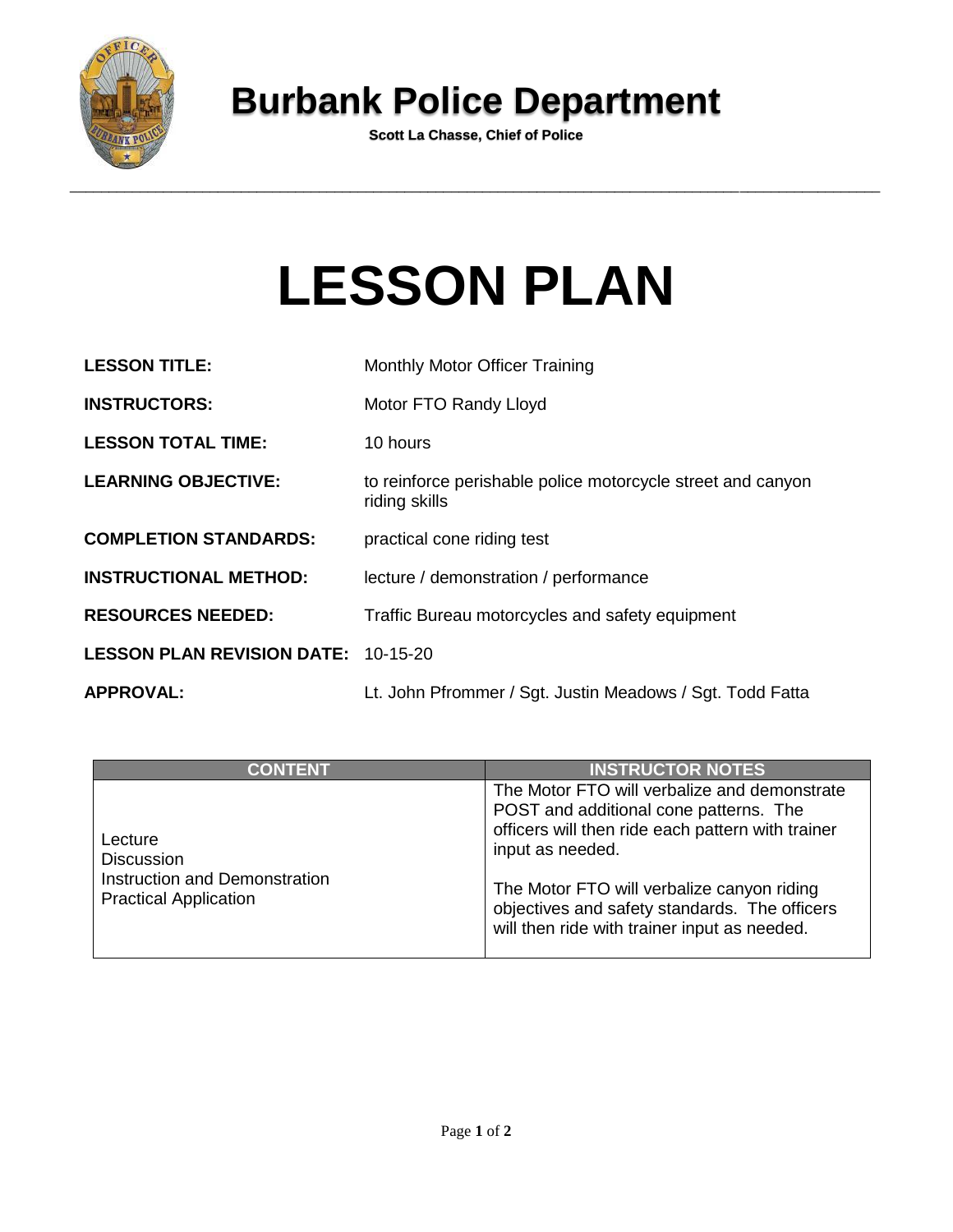# Burbank Police Department

**Scott La Chasse, Chief of Police**

---

# LESSON PLAN

**LESSON TITLE:** Monthly Motor Officer Training

**INSTRUCTORS:** Motor FTO Randy Lloyd

**LESSON TOTAL TIME:** 10 hours

**LEARNING OBJECTIVE:** to reinforce perishable police motorcycle street and canyon riding skills

**COMPLETION STANDARDS:** practical cone riding test

**INSTRUCTIONAL METHOD:** lecture / demonstration / performance

**RESOURCES NEEDED:** Traffic Bureau motorcycles and safety equipment

**LESSON PLAN REVISION DATE:** 10-15-20

**APPROVAL:** Lt. John Pfrommer / Sgt. Justin Meadows / Sgt. Todd Fatta

| CONTENT | INSTRUCTOR NOTES |
|---|---|
| Lecture<br>Discussion<br>Instruction and Demonstration<br>Practical Application | The Motor FTO will verbalize and demonstrate POST and additional cone patterns. The officers will then ride each pattern with trainer input as needed.<br><br>The Motor FTO will verbalize canyon riding objectives and safety standards. The officers will then ride with trainer input as needed. |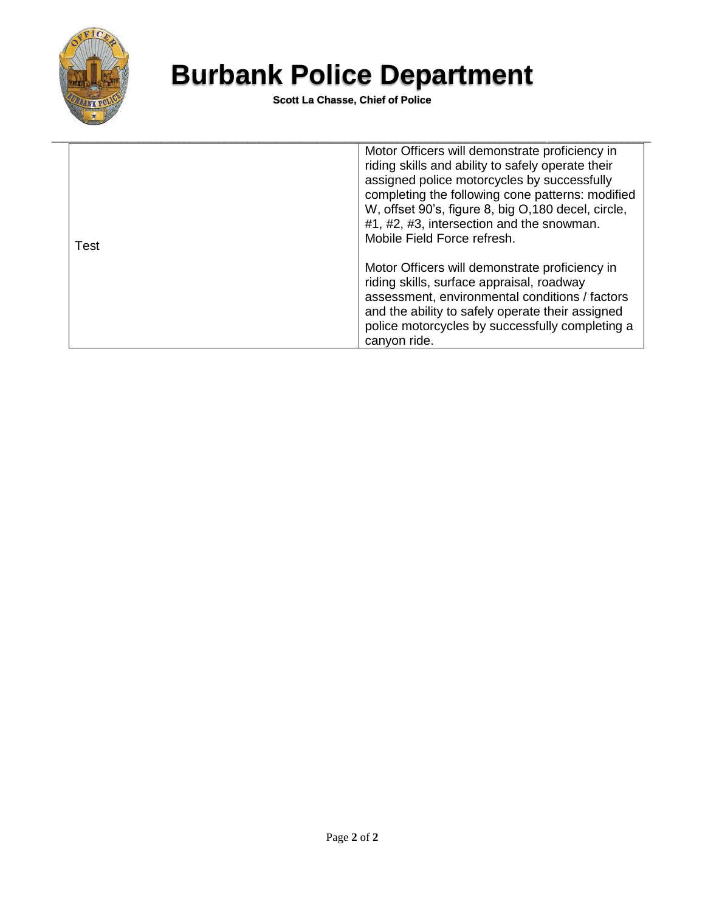# Burbank Police Department

**Scott La Chasse, Chief of Police**

| | |
|---|---|
| Test | Motor Officers will demonstrate proficiency in riding skills and ability to safely operate their assigned police motorcycles by successfully completing the following cone patterns: modified W, offset 90's, figure 8, big O,180 decel, circle, #1, #2, #3, intersection and the snowman. Mobile Field Force refresh.<br><br>Motor Officers will demonstrate proficiency in riding skills, surface appraisal, roadway assessment, environmental conditions / factors and the ability to safely operate their assigned police motorcycles by successfully completing a canyon ride. |